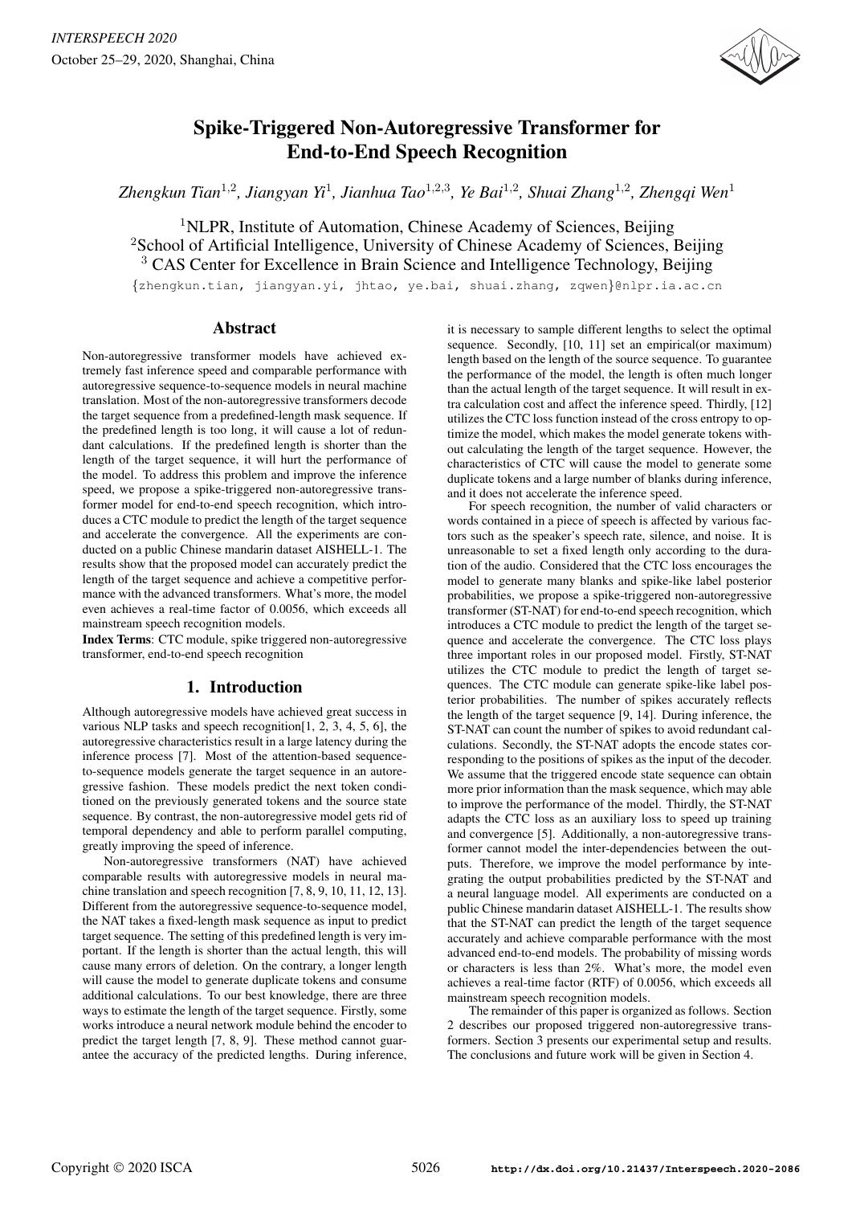# Spike-Triggered Non-Autoregressive Transformer for End-to-End Speech Recognition

*Zhengkun Tian[1,2], Jiangyan Yi[1], Jianhua Tao[1,2,3], Ye Bai[1,2], Shuai Zhang[1,2], Zhengqi Wen[1]*

[1]NLPR, Institute of Automation, Chinese Academy of Sciences, Beijing
[2]School of Artificial Intelligence, University of Chinese Academy of Sciences, Beijing
[3] CAS Center for Excellence in Brain Science and Intelligence Technology, Beijing

{zhengkun.tian, jiangyan.yi, jhtao, ye.bai, shuai.zhang, zqwen}@nlpr.ia.ac.cn

## Abstract

Non-autoregressive transformer models have achieved extremely fast inference speed and comparable performance with autoregressive sequence-to-sequence models in neural machine translation. Most of the non-autoregressive transformers decode the target sequence from a predefined-length mask sequence. If the predefined length is too long, it will cause a lot of redundant calculations. If the predefined length is shorter than the length of the target sequence, it will hurt the performance of the model. To address this problem and improve the inference speed, we propose a spike-triggered non-autoregressive transformer model for end-to-end speech recognition, which introduces a CTC module to predict the length of the target sequence and accelerate the convergence. All the experiments are conducted on a public Chinese mandarin dataset AISHELL-1. The results show that the proposed model can accurately predict the length of the target sequence and achieve a competitive performance with the advanced transformers. What's more, the model even achieves a real-time factor of 0.0056, which exceeds all mainstream speech recognition models.

**Index Terms**: CTC module, spike triggered non-autoregressive transformer, end-to-end speech recognition

## 1. Introduction

Although autoregressive models have achieved great success in various NLP tasks and speech recognition[1, 2, 3, 4, 5, 6], the autoregressive characteristics result in a large latency during the inference process [7]. Most of the attention-based sequence-to-sequence models generate the target sequence in an autoregressive fashion. These models predict the next token conditioned on the previously generated tokens and the source state sequence. By contrast, the non-autoregressive model gets rid of temporal dependency and able to perform parallel computing, greatly improving the speed of inference.

Non-autoregressive transformers (NAT) have achieved comparable results with autoregressive models in neural machine translation and speech recognition [7, 8, 9, 10, 11, 12, 13]. Different from the autoregressive sequence-to-sequence model, the NAT takes a fixed-length mask sequence as input to predict target sequence. The setting of this predefined length is very important. If the length is shorter than the actual length, this will cause many errors of deletion. On the contrary, a longer length will cause the model to generate duplicate tokens and consume additional calculations. To our best knowledge, there are three ways to estimate the length of the target sequence. Firstly, some works introduce a neural network module behind the encoder to predict the target length [7, 8, 9]. These method cannot guarantee the accuracy of the predicted lengths. During inference, it is necessary to sample different lengths to select the optimal sequence. Secondly, [10, 11] set an empirical(or maximum) length based on the length of the source sequence. To guarantee the performance of the model, the length is often much longer than the actual length of the target sequence. It will result in extra calculation cost and affect the inference speed. Thirdly, [12] utilizes the CTC loss function instead of the cross entropy to optimize the model, which makes the model generate tokens without calculating the length of the target sequence. However, the characteristics of CTC will cause the model to generate some duplicate tokens and a large number of blanks during inference, and it does not accelerate the inference speed.

For speech recognition, the number of valid characters or words contained in a piece of speech is affected by various factors such as the speaker's speech rate, silence, and noise. It is unreasonable to set a fixed length only according to the duration of the audio. Considered that the CTC loss encourages the model to generate many blanks and spike-like label posterior probabilities, we propose a spike-triggered non-autoregressive transformer (ST-NAT) for end-to-end speech recognition, which introduces a CTC module to predict the length of the target sequence and accelerate the convergence. The CTC loss plays three important roles in our proposed model. Firstly, ST-NAT utilizes the CTC module to predict the length of target sequences. The CTC module can generate spike-like label posterior probabilities. The number of spikes accurately reflects the length of the target sequence [9, 14]. During inference, the ST-NAT can count the number of spikes to avoid redundant calculations. Secondly, the ST-NAT adopts the encode states corresponding to the positions of spikes as the input of the decoder. We assume that the triggered encode state sequence can obtain more prior information than the mask sequence, which may able to improve the performance of the model. Thirdly, the ST-NAT adapts the CTC loss as an auxiliary loss to speed up training and convergence [5]. Additionally, a non-autoregressive transformer cannot model the inter-dependencies between the outputs. Therefore, we improve the model performance by integrating the output probabilities predicted by the ST-NAT and a neural language model. All experiments are conducted on a public Chinese mandarin dataset AISHELL-1. The results show that the ST-NAT can predict the length of the target sequence accurately and achieve comparable performance with the most advanced end-to-end models. The probability of missing words or characters is less than 2%. What's more, the model even achieves a real-time factor (RTF) of 0.0056, which exceeds all mainstream speech recognition models.

The remainder of this paper is organized as follows. Section 2 describes our proposed triggered non-autoregressive transformers. Section 3 presents our experimental setup and results. The conclusions and future work will be given in Section 4.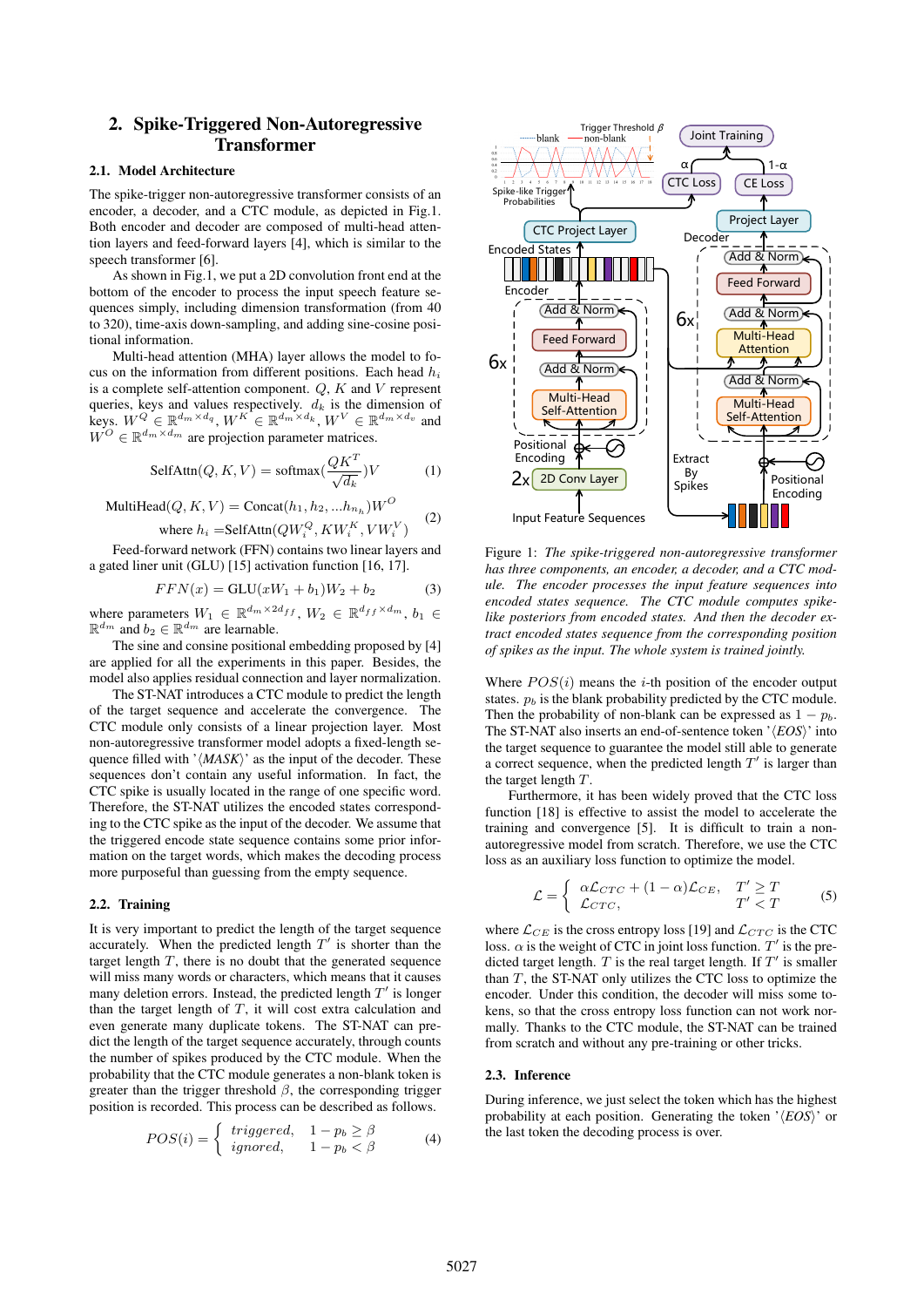## 2. Spike-Triggered Non-Autoregressive Transformer

### 2.1. Model Architecture

The spike-trigger non-autoregressive transformer consists of an encoder, a decoder, and a CTC module, as depicted in Fig.1. Both encoder and decoder are composed of multi-head attention layers and feed-forward layers [4], which is similar to the speech transformer [6].

As shown in Fig.1, we put a 2D convolution front end at the bottom of the encoder to process the input speech feature sequences simply, including dimension transformation (from 40 to 320), time-axis down-sampling, and adding sine-cosine positional information.

Multi-head attention (MHA) layer allows the model to focus on the information from different positions. Each head $h_i$ is a complete self-attention component. $Q$, $K$ and $V$ represent queries, keys and values respectively. $d_k$ is the dimension of keys. $W^Q \in \mathbb{R}^{d_m \times d_q}$, $W^K \in \mathbb{R}^{d_m \times d_k}$, $W^V \in \mathbb{R}^{d_m \times d_v}$ and $W^O \in \mathbb{R}^{d_m \times d_m}$ are projection parameter matrices.

$$\text{SelfAttn}(Q, K, V) = \text{softmax}(\frac{QK^T}{\sqrt{d_k}})V \tag{1}$$

$$\begin{aligned} \text{MultiHead}(Q, K, V) &= \text{Concat}(h_1, h_2, ...h_{n_h})W^O \\ \text{where } h_i &= \text{SelfAttn}(QW_i^Q, KW_i^K, VW_i^V) \end{aligned} \tag{2}$$

Feed-forward network (FFN) contains two linear layers and a gated liner unit (GLU) [15] activation function [16, 17].

$$FFN(x) = \text{GLU}(xW_1 + b_1)W_2 + b_2 \tag{3}$$

where parameters $W_1 \in \mathbb{R}^{d_m \times 2d_{ff}}$, $W_2 \in \mathbb{R}^{d_{ff} \times d_m}$, $b_1 \in \mathbb{R}^{d_m}$ and $b_2 \in \mathbb{R}^{d_m}$ are learnable.

The sine and consine positional embedding proposed by [4] are applied for all the experiments in this paper. Besides, the model also applies residual connection and layer normalization.

The ST-NAT introduces a CTC module to predict the length of the target sequence and accelerate the convergence. The CTC module only consists of a linear projection layer. Most non-autoregressive transformer model adopts a fixed-length sequence filled with '$\langle MASK \rangle$' as the input of the decoder. These sequences don't contain any useful information. In fact, the CTC spike is usually located in the range of one specific word. Therefore, the ST-NAT utilizes the encoded states corresponding to the CTC spike as the input of the decoder. We assume that the triggered encode state sequence contains some prior information on the target words, which makes the decoding process more purposeful than guessing from the empty sequence.

### 2.2. Training

It is very important to predict the length of the target sequence accurately. When the predicted length $T'$ is shorter than the target length $T$, there is no doubt that the generated sequence will miss many words or characters, which means that it causes many deletion errors. Instead, the predicted length $T'$ is longer than the target length of $T$, it will cost extra calculation and even generate many duplicate tokens. The ST-NAT can predict the length of the target sequence accurately, through counts the number of spikes produced by the CTC module. When the probability that the CTC module generates a non-blank token is greater than the trigger threshold $\beta$, the corresponding trigger position is recorded. This process can be described as follows.

$$POS(i) = \begin{cases} triggered, & 1 - p_b \geq \beta \\ ignored, & 1 - p_b < \beta \end{cases} \tag{4}$$

Figure 1: *The spike-triggered non-autoregressive transformer has three components, an encoder, a decoder, and a CTC module. The encoder processes the input feature sequences into encoded states sequence. The CTC module computes spike-like posteriors from encoded states. And then the decoder extract encoded states sequence from the corresponding position of spikes as the input. The whole system is trained jointly.*

Where $POS(i)$ means the $i$-th position of the encoder output states. $p_b$ is the blank probability predicted by the CTC module. Then the probability of non-blank can be expressed as $1 - p_b$. The ST-NAT also inserts an end-of-sentence token '$\langle EOS \rangle$' into the target sequence to guarantee the model still able to generate a correct sequence, when the predicted length $T'$ is larger than the target length $T$.

Furthermore, it has been widely proved that the CTC loss function [18] is effective to assist the model to accelerate the training and convergence [5]. It is difficult to train a non-autoregressive model from scratch. Therefore, we use the CTC loss as an auxiliary loss function to optimize the model.

$$\mathcal{L} = \begin{cases} \alpha \mathcal{L}_{CTC} + (1 - \alpha)\mathcal{L}_{CE}, & T' \geq T \\ \mathcal{L}_{CTC}, & T' < T \end{cases} \tag{5}$$

where $\mathcal{L}_{CE}$ is the cross entropy loss [19] and $\mathcal{L}_{CTC}$ is the CTC loss. $\alpha$ is the weight of CTC in joint loss function. $T'$ is the predicted target length. $T$ is the real target length. If $T'$ is smaller than $T$, the ST-NAT only utilizes the CTC loss to optimize the encoder. Under this condition, the decoder will miss some tokens, so that the cross entropy loss function can not work normally. Thanks to the CTC module, the ST-NAT can be trained from scratch and without any pre-training or other tricks.

### 2.3. Inference

During inference, we just select the token which has the highest probability at each position. Generating the token '$\langle EOS \rangle$' or the last token the decoding process is over.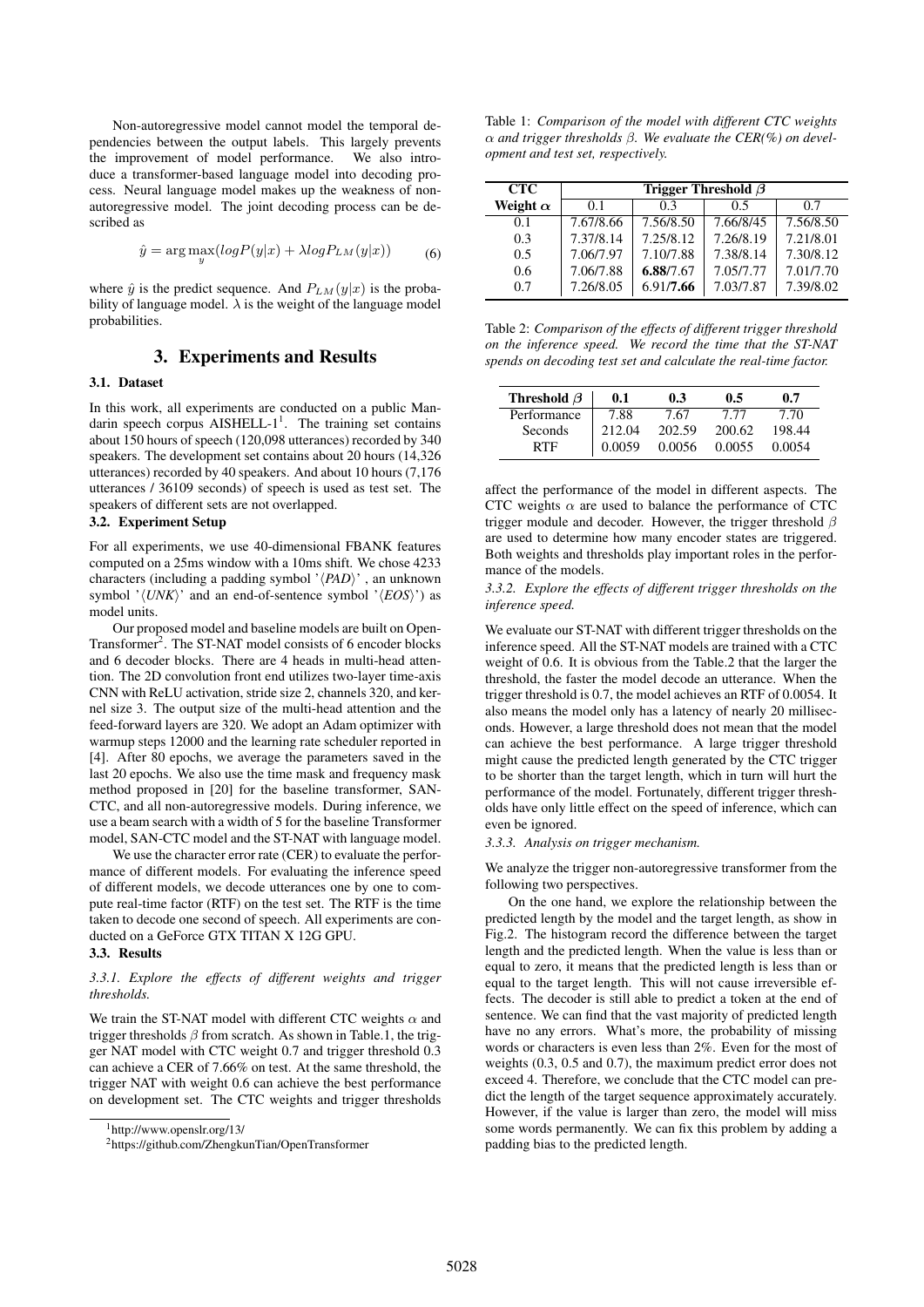Non-autoregressive model cannot model the temporal dependencies between the output labels. This largely prevents the improvement of model performance. We also introduce a transformer-based language model into decoding process. Neural language model makes up the weakness of non-autoregressive model. The joint decoding process can be described as

$$\hat{y} = \arg\max_{y}(logP(y|x) + \lambda logP_{LM}(y|x)) \tag{6}$$

where $\hat{y}$ is the predict sequence. And $P_{LM}(y|x)$ is the probability of language model. $\lambda$ is the weight of the language model probabilities.

## 3. Experiments and Results

### 3.1. Dataset

In this work, all experiments are conducted on a public Mandarin speech corpus AISHELL-1[1]. The training set contains about 150 hours of speech (120,098 utterances) recorded by 340 speakers. The development set contains about 20 hours (14,326 utterances) recorded by 40 speakers. And about 10 hours (7,176 utterances / 36109 seconds) of speech is used as test set. The speakers of different sets are not overlapped.

### 3.2. Experiment Setup

For all experiments, we use 40-dimensional FBANK features computed on a 25ms window with a 10ms shift. We chose 4233 characters (including a padding symbol '⟨*PAD*⟩' , an unknown symbol '⟨*UNK*⟩' and an end-of-sentence symbol '⟨*EOS*⟩') as model units.

Our proposed model and baseline models are built on OpenTransformer[2]. The ST-NAT model consists of 6 encoder blocks and 6 decoder blocks. There are 4 heads in multi-head attention. The 2D convolution front end utilizes two-layer time-axis CNN with ReLU activation, stride size 2, channels 320, and kernel size 3. The output size of the multi-head attention and the feed-forward layers are 320. We adopt an Adam optimizer with warmup steps 12000 and the learning rate scheduler reported in [4]. After 80 epochs, we average the parameters saved in the last 20 epochs. We also use the time mask and frequency mask method proposed in [20] for the baseline transformer, SAN-CTC, and all non-autoregressive models. During inference, we use a beam search with a width of 5 for the baseline Transformer model, SAN-CTC model and the ST-NAT with language model.

We use the character error rate (CER) to evaluate the performance of different models. For evaluating the inference speed of different models, we decode utterances one by one to compute real-time factor (RTF) on the test set. The RTF is the time taken to decode one second of speech. All experiments are conducted on a GeForce GTX TITAN X 12G GPU.

### 3.3. Results

#### 3.3.1. Explore the effects of different weights and trigger thresholds.

We train the ST-NAT model with different CTC weights $\alpha$ and trigger thresholds $\beta$ from scratch. As shown in Table.1, the trigger NAT model with CTC weight 0.7 and trigger threshold 0.3 can achieve a CER of 7.66% on test. At the same threshold, the trigger NAT with weight 0.6 can achieve the best performance on development set. The CTC weights and trigger thresholds affect the performance of the model in different aspects. The CTC weights $\alpha$ are used to balance the performance of CTC trigger module and decoder. However, the trigger threshold $\beta$ are used to determine how many encoder states are triggered. Both weights and thresholds play important roles in the performance of the models.

[1]http://www.openslr.org/13/

[2]https://github.com/ZhengkunTian/OpenTransformer

Table 1: *Comparison of the model with different CTC weights $\alpha$ and trigger thresholds $\beta$. We evaluate the CER(%) on development and test set, respectively.*

| CTC Weight $\alpha$ | Trigger Threshold $\beta$ 0.1 | 0.3 | 0.5 | 0.7 |
|---|---|---|---|---|
| 0.1 | 7.67/8.66 | 7.56/8.50 | 7.66/8/45 | 7.56/8.50 |
| 0.3 | 7.37/8.14 | 7.25/8.12 | 7.26/8.19 | 7.21/8.01 |
| 0.5 | 7.06/7.97 | 7.10/7.88 | 7.38/8.14 | 7.30/8.12 |
| 0.6 | 7.06/7.88 | **6.88**/7.67 | 7.05/7.77 | 7.01/7.70 |
| 0.7 | 7.26/8.05 | 6.91/**7.66** | 7.03/7.87 | 7.39/8.02 |

Table 2: *Comparison of the effects of different trigger threshold on the inference speed. We record the time that the ST-NAT spends on decoding test set and calculate the real-time factor.*

| Threshold $\beta$ | 0.1 | 0.3 | 0.5 | 0.7 |
|---|---|---|---|---|
| Performance | 7.88 | 7.67 | 7.77 | 7.70 |
| Seconds | 212.04 | 202.59 | 200.62 | 198.44 |
| RTF | 0.0059 | 0.0056 | 0.0055 | 0.0054 |

#### 3.3.2. Explore the effects of different trigger thresholds on the inference speed.

We evaluate our ST-NAT with different trigger thresholds on the inference speed. All the ST-NAT models are trained with a CTC weight of 0.6. It is obvious from the Table.2 that the larger the threshold, the faster the model decode an utterance. When the trigger threshold is 0.7, the model achieves an RTF of 0.0054. It also means the model only has a latency of nearly 20 milliseconds. However, a large threshold does not mean that the model can achieve the best performance. A large trigger threshold might cause the predicted length generated by the CTC trigger to be shorter than the target length, which in turn will hurt the performance of the model. Fortunately, different trigger thresholds have only little effect on the speed of inference, which can even be ignored.

#### 3.3.3. Analysis on trigger mechanism.

We analyze the trigger non-autoregressive transformer from the following two perspectives.

On the one hand, we explore the relationship between the predicted length by the model and the target length, as show in Fig.2. The histogram record the difference between the target length and the predicted length. When the value is less than or equal to zero, it means that the predicted length is less than or equal to the target length. This will not cause irreversible effects. The decoder is still able to predict a token at the end of sentence. We can find that the vast majority of predicted length have no any errors. What's more, the probability of missing words or characters is even less than 2%. Even for the most of weights (0.3, 0.5 and 0.7), the maximum predict error does not exceed 4. Therefore, we conclude that the CTC model can predict the length of the target sequence approximately accurately. However, if the value is larger than zero, the model will miss some words permanently. We can fix this problem by adding a padding bias to the predicted length.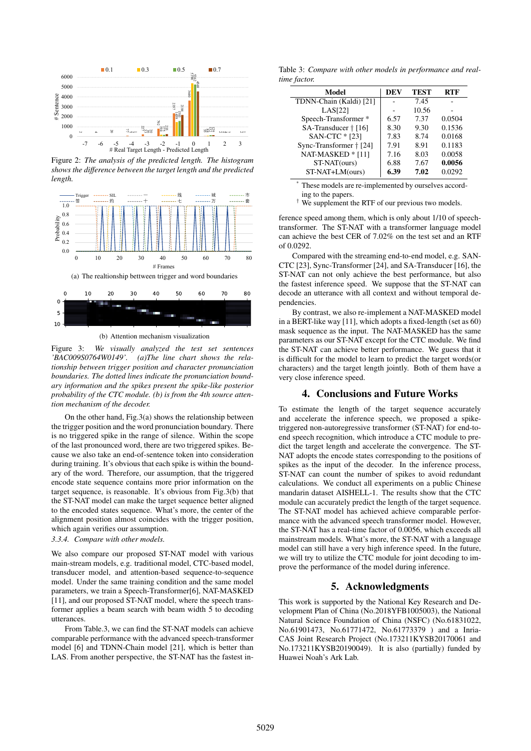Figure 2: *The analysis of the predicted length. The histogram shows the difference between the target length and the predicted length.*

(a) The realtionship bettween trigger and word boundaries

(b) Attention mechanism visualization

Figure 3: *We visually analyzed the test set sentences 'BAC009S0764W0149'. (a)The line chart shows the relationship between trigger position and character pronunciation boundaries. The dotted lines indicate the pronunciation boundary information and the spikes present the spike-like posterior probability of the CTC module. (b) is from the 4th source attention mechanism of the decoder.*

On the other hand, Fig.3(a) shows the relationship between the trigger position and the word pronunciation boundary. There is no triggered spike in the range of silence. Within the scope of the last pronounced word, there are two triggered spikes. Because we also take an end-of-sentence token into consideration during training. It's obvious that each spike is within the boundary of the word. Therefore, our assumption, that the triggered encode state sequence contains more prior information on the target sequence, is reasonable. It's obvious from Fig.3(b) that the ST-NAT model can make the target sequence better aligned to the encoded states sequence. What's more, the center of the alignment position almost coincides with the trigger position, which again verifies our assumption.

*3.3.4. Compare with other models.*

We also compare our proposed ST-NAT model with various main-stream models, e.g. traditional model, CTC-based model, transducer model, and attention-based sequence-to-sequence model. Under the same training condition and the same model parameters, we train a Speech-Transformer[6], NAT-MASKED [11], and our proposed ST-NAT model, where the speech transformer applies a beam search with beam width 5 to decoding utterances.

From Table.3, we can find the ST-NAT models can achieve comparable performance with the advanced speech-transformer model [6] and TDNN-Chain model [21], which is better than LAS. From another perspective, the ST-NAT has the fastest inference speed among them, which is only about 1/10 of speech-transformer. The ST-NAT with a transformer language model can achieve the best CER of 7.02% on the test set and an RTF of 0.0292.

Table 3: *Compare with other models in performance and real-time factor.*

| Model | DEV | TEST | RTF |
|---|---|---|---|
| TDNN-Chain (Kaldi) [21] | - | 7.45 | - |
| LAS[22] | - | 10.56 | - |
| Speech-Transformer * | 6.57 | 7.37 | 0.0504 |
| SA-Transducer † [16] | 8.30 | 9.30 | 0.1536 |
| SAN-CTC * [23] | 7.83 | 8.74 | 0.0168 |
| Sync-Transformer † [24] | 7.91 | 8.91 | 0.1183 |
| NAT-MASKED * [11] | 7.16 | 8.03 | 0.0058 |
| ST-NAT(ours) | 6.88 | 7.67 | **0.0056** |
| ST-NAT+LM(ours) | **6.39** | **7.02** | 0.0292 |

\* These models are re-implemented by ourselves according to the papers.
† We supplement the RTF of our previous two models.

Compared with the streaming end-to-end model, e.g. SAN-CTC [23], Sync-Transformer [24], and SA-Transducer [16], the ST-NAT can not only achieve the best performance, but also the fastest inference speed. We suppose that the ST-NAT can decode an utterance with all context and without temporal dependencies.

By contrast, we also re-implement a NAT-MASKED model in a BERT-like way [11], which adopts a fixed-length (set as 60) mask sequence as the input. The NAT-MASKED has the same parameters as our ST-NAT except for the CTC module. We find the ST-NAT can achieve better performance. We guess that it is difficult for the model to learn to predict the target words(or characters) and the target length jointly. Both of them have a very close inference speed.

## 4. Conclusions and Future Works

To estimate the length of the target sequence accurately and accelerate the inference speech, we proposed a spike-triggered non-autoregressive transformer (ST-NAT) for end-to-end speech recognition, which introduce a CTC module to predict the target length and accelerate the convergence. The ST-NAT adopts the encode states corresponding to the positions of spikes as the input of the decoder. In the inference process, ST-NAT can count the number of spikes to avoid redundant calculations. We conduct all experiments on a public Chinese mandarin dataset AISHELL-1. The results show that the CTC module can accurately predict the length of the target sequence. The ST-NAT model has achieved achieve comparable performance with the advanced speech transformer model. However, the ST-NAT has a real-time factor of 0.0056, which exceeds all mainstream models. What's more, the ST-NAT with a language model can still have a very high inference speed. In the future, we will try to utilize the CTC module for joint decoding to improve the performance of the model during inference.

## 5. Acknowledgments

This work is supported by the National Key Research and Development Plan of China (No.2018YFB1005003), the National Natural Science Foundation of China (NSFC) (No.61831022, No.61901473, No.61771472, No.61773379 ) and a Inria-CAS Joint Research Project (No.173211KYSB20170061 and No.173211KYSB20190049). It is also (partially) funded by Huawei Noah's Ark Lab.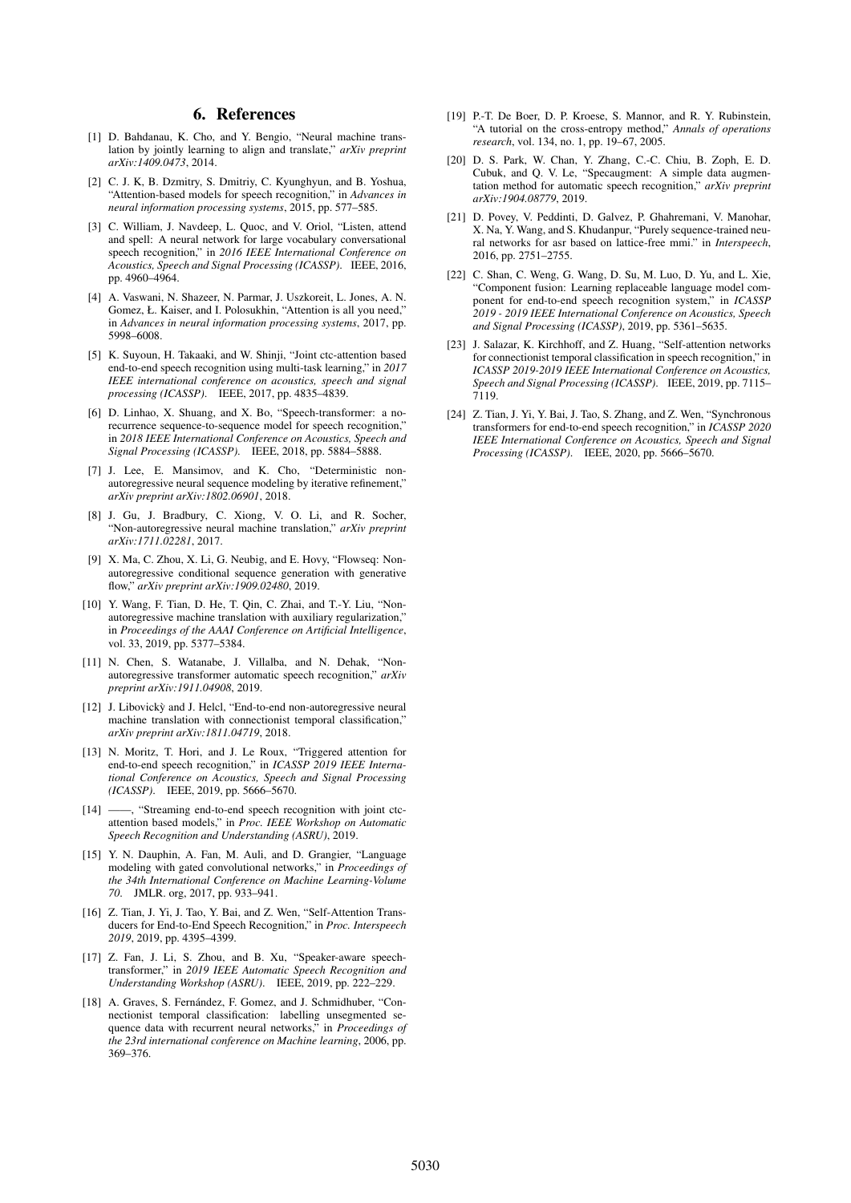## 6. References

[1] D. Bahdanau, K. Cho, and Y. Bengio, "Neural machine translation by jointly learning to align and translate," *arXiv preprint arXiv:1409.0473*, 2014.

[2] C. J. K, B. Dzmitry, S. Dmitriy, C. Kyunghyun, and B. Yoshua, "Attention-based models for speech recognition," in *Advances in neural information processing systems*, 2015, pp. 577–585.

[3] C. William, J. Navdeep, L. Quoc, and V. Oriol, "Listen, attend and spell: A neural network for large vocabulary conversational speech recognition," in *2016 IEEE International Conference on Acoustics, Speech and Signal Processing (ICASSP)*. IEEE, 2016, pp. 4960–4964.

[4] A. Vaswani, N. Shazeer, N. Parmar, J. Uszkoreit, L. Jones, A. N. Gomez, Ł. Kaiser, and I. Polosukhin, "Attention is all you need," in *Advances in neural information processing systems*, 2017, pp. 5998–6008.

[5] K. Suyoun, H. Takaaki, and W. Shinji, "Joint ctc-attention based end-to-end speech recognition using multi-task learning," in *2017 IEEE international conference on acoustics, speech and signal processing (ICASSP)*. IEEE, 2017, pp. 4835–4839.

[6] D. Linhao, X. Shuang, and X. Bo, "Speech-transformer: a no-recurrence sequence-to-sequence model for speech recognition," in *2018 IEEE International Conference on Acoustics, Speech and Signal Processing (ICASSP)*. IEEE, 2018, pp. 5884–5888.

[7] J. Lee, E. Mansimov, and K. Cho, "Deterministic non-autoregressive neural sequence modeling by iterative refinement," *arXiv preprint arXiv:1802.06901*, 2018.

[8] J. Gu, J. Bradbury, C. Xiong, V. O. Li, and R. Socher, "Non-autoregressive neural machine translation," *arXiv preprint arXiv:1711.02281*, 2017.

[9] X. Ma, C. Zhou, X. Li, G. Neubig, and E. Hovy, "Flowseq: Non-autoregressive conditional sequence generation with generative flow," *arXiv preprint arXiv:1909.02480*, 2019.

[10] Y. Wang, F. Tian, D. He, T. Qin, C. Zhai, and T.-Y. Liu, "Non-autoregressive machine translation with auxiliary regularization," in *Proceedings of the AAAI Conference on Artificial Intelligence*, vol. 33, 2019, pp. 5377–5384.

[11] N. Chen, S. Watanabe, J. Villalba, and N. Dehak, "Non-autoregressive transformer automatic speech recognition," *arXiv preprint arXiv:1911.04908*, 2019.

[12] J. Libovickỳ and J. Helcl, "End-to-end non-autoregressive neural machine translation with connectionist temporal classification," *arXiv preprint arXiv:1811.04719*, 2018.

[13] N. Moritz, T. Hori, and J. Le Roux, "Triggered attention for end-to-end speech recognition," in *ICASSP 2019 IEEE International Conference on Acoustics, Speech and Signal Processing (ICASSP)*. IEEE, 2019, pp. 5666–5670.

[14] ——, "Streaming end-to-end speech recognition with joint ctc-attention based models," in *Proc. IEEE Workshop on Automatic Speech Recognition and Understanding (ASRU)*, 2019.

[15] Y. N. Dauphin, A. Fan, M. Auli, and D. Grangier, "Language modeling with gated convolutional networks," in *Proceedings of the 34th International Conference on Machine Learning-Volume 70*. JMLR. org, 2017, pp. 933–941.

[16] Z. Tian, J. Yi, J. Tao, Y. Bai, and Z. Wen, "Self-Attention Transducers for End-to-End Speech Recognition," in *Proc. Interspeech 2019*, 2019, pp. 4395–4399.

[17] Z. Fan, J. Li, S. Zhou, and B. Xu, "Speaker-aware speech-transformer," in *2019 IEEE Automatic Speech Recognition and Understanding Workshop (ASRU)*. IEEE, 2019, pp. 222–229.

[18] A. Graves, S. Fernández, F. Gomez, and J. Schmidhuber, "Connectionist temporal classification: labelling unsegmented sequence data with recurrent neural networks," in *Proceedings of the 23rd international conference on Machine learning*, 2006, pp. 369–376.

[19] P.-T. De Boer, D. P. Kroese, S. Mannor, and R. Y. Rubinstein, "A tutorial on the cross-entropy method," *Annals of operations research*, vol. 134, no. 1, pp. 19–67, 2005.

[20] D. S. Park, W. Chan, Y. Zhang, C.-C. Chiu, B. Zoph, E. D. Cubuk, and Q. V. Le, "Specaugment: A simple data augmentation method for automatic speech recognition," *arXiv preprint arXiv:1904.08779*, 2019.

[21] D. Povey, V. Peddinti, D. Galvez, P. Ghahremani, V. Manohar, X. Na, Y. Wang, and S. Khudanpur, "Purely sequence-trained neural networks for asr based on lattice-free mmi." in *Interspeech*, 2016, pp. 2751–2755.

[22] C. Shan, C. Weng, G. Wang, D. Su, M. Luo, D. Yu, and L. Xie, "Component fusion: Learning replaceable language model component for end-to-end speech recognition system," in *ICASSP 2019 - 2019 IEEE International Conference on Acoustics, Speech and Signal Processing (ICASSP)*, 2019, pp. 5361–5635.

[23] J. Salazar, K. Kirchhoff, and Z. Huang, "Self-attention networks for connectionist temporal classification in speech recognition," in *ICASSP 2019-2019 IEEE International Conference on Acoustics, Speech and Signal Processing (ICASSP)*. IEEE, 2019, pp. 7115–7119.

[24] Z. Tian, J. Yi, Y. Bai, J. Tao, S. Zhang, and Z. Wen, "Synchronous transformers for end-to-end speech recognition," in *ICASSP 2020 IEEE International Conference on Acoustics, Speech and Signal Processing (ICASSP)*. IEEE, 2020, pp. 5666–5670.